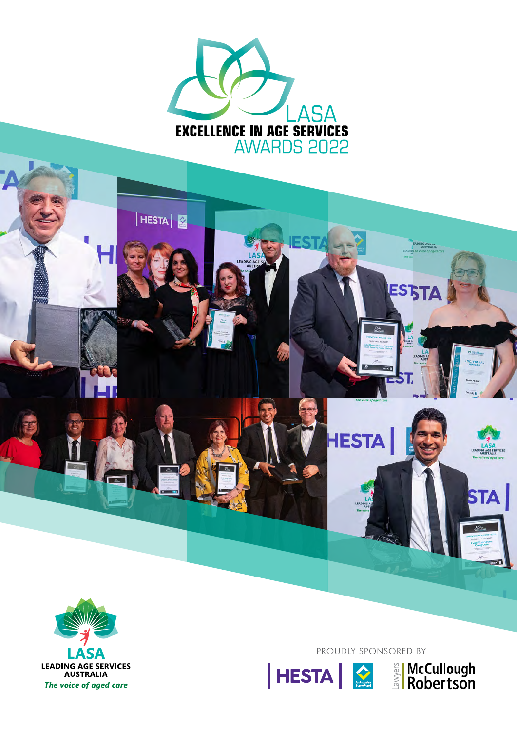# LASA EXCELLENCE IN AGE SERVICES AWARDS 2022

**LASA**
**LEADING AGE SERVICES AUSTRALIA**
*The voice of aged care*

PROUDLY SPONSORED BY

HESTA | An Industry SuperFund

Lawyers | McCullough Robertson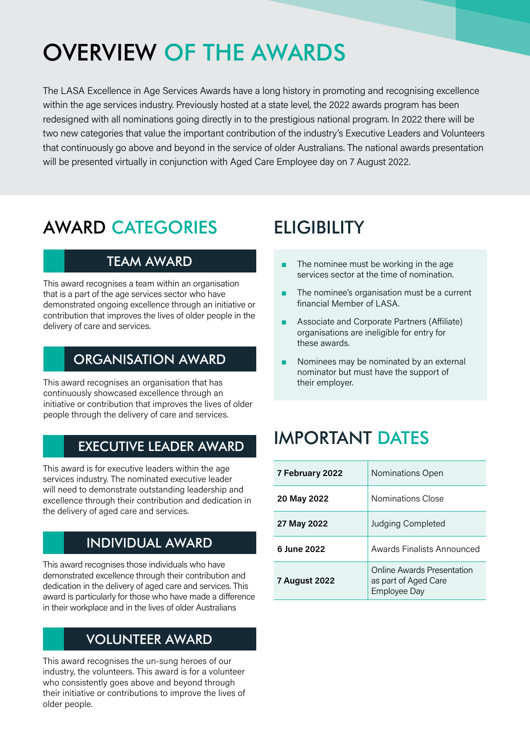# OVERVIEW OF THE AWARDS

The LASA Excellence in Age Services Awards have a long history in promoting and recognising excellence within the age services industry. Previously hosted at a state level, the 2022 awards program has been redesigned with all nominations going directly in to the prestigious national program. In 2022 there will be two new categories that value the important contribution of the industry's Executive Leaders and Volunteers that continuously go above and beyond in the service of older Australians. The national awards presentation will be presented virtually in conjunction with Aged Care Employee day on 7 August 2022.

## AWARD CATEGORIES

### TEAM AWARD

This award recognises a team within an organisation that is a part of the age services sector who have demonstrated ongoing excellence through an initiative or contribution that improves the lives of older people in the delivery of care and services.

### ORGANISATION AWARD

This award recognises an organisation that has continuously showcased excellence through an initiative or contribution that improves the lives of older people through the delivery of care and services.

### EXECUTIVE LEADER AWARD

This award is for executive leaders within the age services industry. The nominated executive leader will need to demonstrate outstanding leadership and excellence through their contribution and dedication in the delivery of aged care and services.

### INDIVIDUAL AWARD

This award recognises those individuals who have demonstrated excellence through their contribution and dedication in the delivery of aged care and services. This award is particularly for those who have made a difference in their workplace and in the lives of older Australians

### VOLUNTEER AWARD

This award recognises the un-sung heroes of our industry, the volunteers. This award is for a volunteer who consistently goes above and beyond through their initiative or contributions to improve the lives of older people.

## ELIGIBILITY

- The nominee must be working in the age services sector at the time of nomination.
- The nominee's organisation must be a current financial Member of LASA.
- Associate and Corporate Partners (Affiliate) organisations are ineligible for entry for these awards.
- Nominees may be nominated by an external nominator but must have the support of their employer.

## IMPORTANT DATES

| | |
|---|---|
| **7 February 2022** | Nominations Open |
| **20 May 2022** | Nominations Close |
| **27 May 2022** | Judging Completed |
| **6 June 2022** | Awards Finalists Announced |
| **7 August 2022** | Online Awards Presentation as part of Aged Care Employee Day |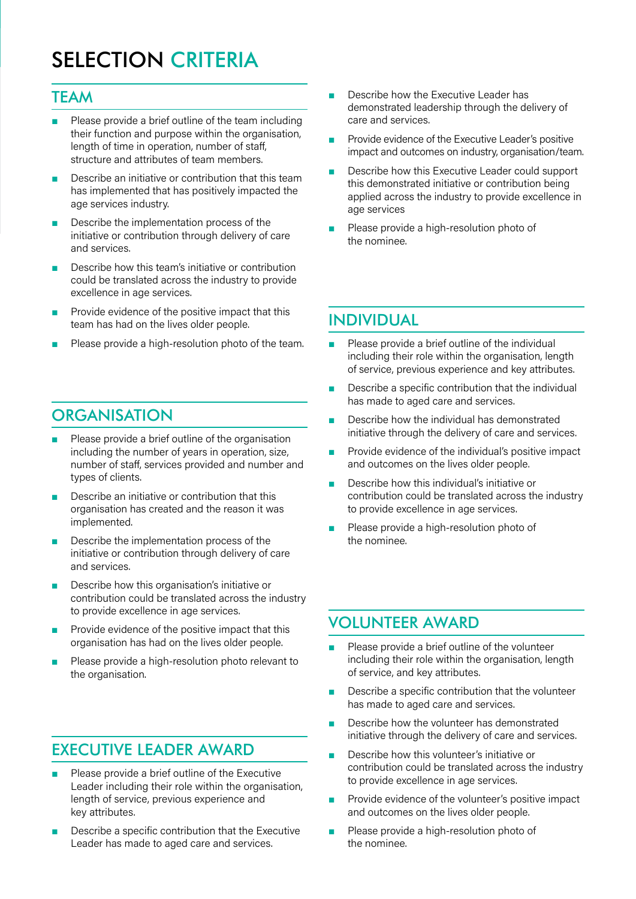# SELECTION CRITERIA

## TEAM

- Please provide a brief outline of the team including their function and purpose within the organisation, length of time in operation, number of staff, structure and attributes of team members.
- Describe an initiative or contribution that this team has implemented that has positively impacted the age services industry.
- Describe the implementation process of the initiative or contribution through delivery of care and services.
- Describe how this team's initiative or contribution could be translated across the industry to provide excellence in age services.
- Provide evidence of the positive impact that this team has had on the lives older people.
- Please provide a high-resolution photo of the team.

## ORGANISATION

- Please provide a brief outline of the organisation including the number of years in operation, size, number of staff, services provided and number and types of clients.
- Describe an initiative or contribution that this organisation has created and the reason it was implemented.
- Describe the implementation process of the initiative or contribution through delivery of care and services.
- Describe how this organisation's initiative or contribution could be translated across the industry to provide excellence in age services.
- Provide evidence of the positive impact that this organisation has had on the lives older people.
- Please provide a high-resolution photo relevant to the organisation.

## EXECUTIVE LEADER AWARD

- Please provide a brief outline of the Executive Leader including their role within the organisation, length of service, previous experience and key attributes.
- Describe a specific contribution that the Executive Leader has made to aged care and services.
- Describe how the Executive Leader has demonstrated leadership through the delivery of care and services.
- Provide evidence of the Executive Leader's positive impact and outcomes on industry, organisation/team.
- Describe how this Executive Leader could support this demonstrated initiative or contribution being applied across the industry to provide excellence in age services
- Please provide a high-resolution photo of the nominee.

## INDIVIDUAL

- Please provide a brief outline of the individual including their role within the organisation, length of service, previous experience and key attributes.
- Describe a specific contribution that the individual has made to aged care and services.
- Describe how the individual has demonstrated initiative through the delivery of care and services.
- Provide evidence of the individual's positive impact and outcomes on the lives older people.
- Describe how this individual's initiative or contribution could be translated across the industry to provide excellence in age services.
- Please provide a high-resolution photo of the nominee.

## VOLUNTEER AWARD

- Please provide a brief outline of the volunteer including their role within the organisation, length of service, and key attributes.
- Describe a specific contribution that the volunteer has made to aged care and services.
- Describe how the volunteer has demonstrated initiative through the delivery of care and services.
- Describe how this volunteer's initiative or contribution could be translated across the industry to provide excellence in age services.
- Provide evidence of the volunteer's positive impact and outcomes on the lives older people.
- Please provide a high-resolution photo of the nominee.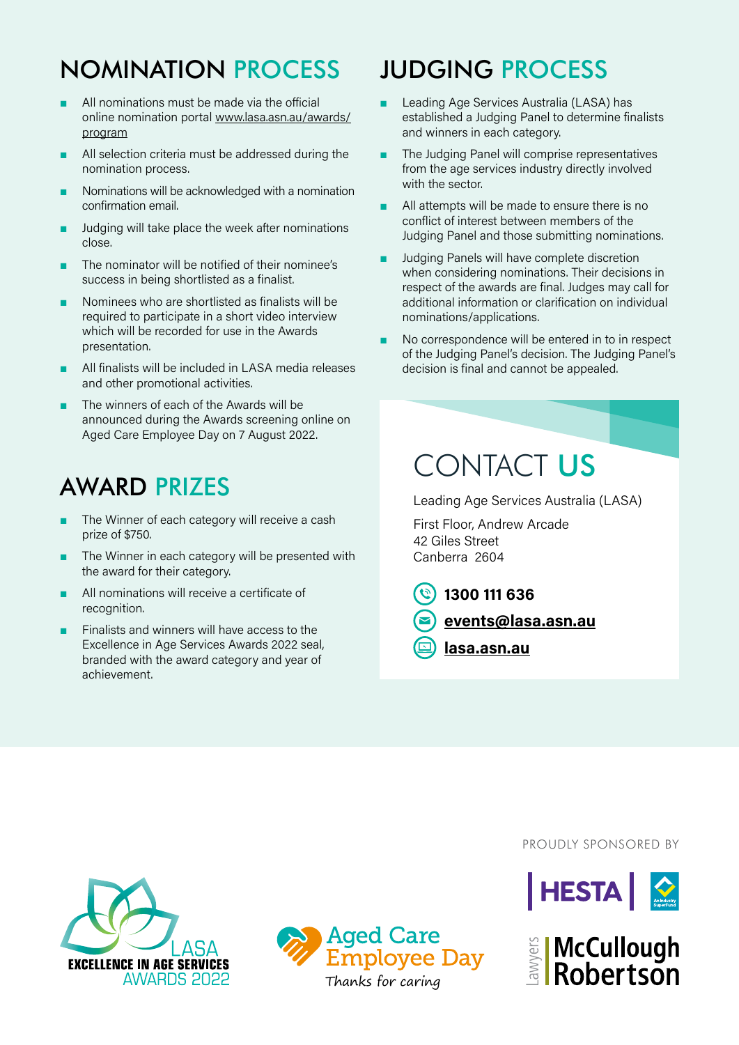## NOMINATION PROCESS

- All nominations must be made via the official online nomination portal www.lasa.asn.au/awards/program
- All selection criteria must be addressed during the nomination process.
- Nominations will be acknowledged with a nomination confirmation email.
- Judging will take place the week after nominations close.
- The nominator will be notified of their nominee's success in being shortlisted as a finalist.
- Nominees who are shortlisted as finalists will be required to participate in a short video interview which will be recorded for use in the Awards presentation.
- All finalists will be included in LASA media releases and other promotional activities.
- The winners of each of the Awards will be announced during the Awards screening online on Aged Care Employee Day on 7 August 2022.

## AWARD PRIZES

- The Winner of each category will receive a cash prize of $750.
- The Winner in each category will be presented with the award for their category.
- All nominations will receive a certificate of recognition.
- Finalists and winners will have access to the Excellence in Age Services Awards 2022 seal, branded with the award category and year of achievement.

## JUDGING PROCESS

- Leading Age Services Australia (LASA) has established a Judging Panel to determine finalists and winners in each category.
- The Judging Panel will comprise representatives from the age services industry directly involved with the sector.
- All attempts will be made to ensure there is no conflict of interest between members of the Judging Panel and those submitting nominations.
- Judging Panels will have complete discretion when considering nominations. Their decisions in respect of the awards are final. Judges may call for additional information or clarification on individual nominations/applications.
- No correspondence will be entered in to in respect of the Judging Panel's decision. The Judging Panel's decision is final and cannot be appealed.

## CONTACT US

Leading Age Services Australia (LASA)

First Floor, Andrew Arcade
42 Giles Street
Canberra 2604

**1300 111 636**

**events@lasa.asn.au**

**lasa.asn.au**

PROUDLY SPONSORED BY

LASA EXCELLENCE IN AGE SERVICES AWARDS 2022

Aged Care Employee Day
Thanks for caring

HESTA

McCullough Robertson Lawyers